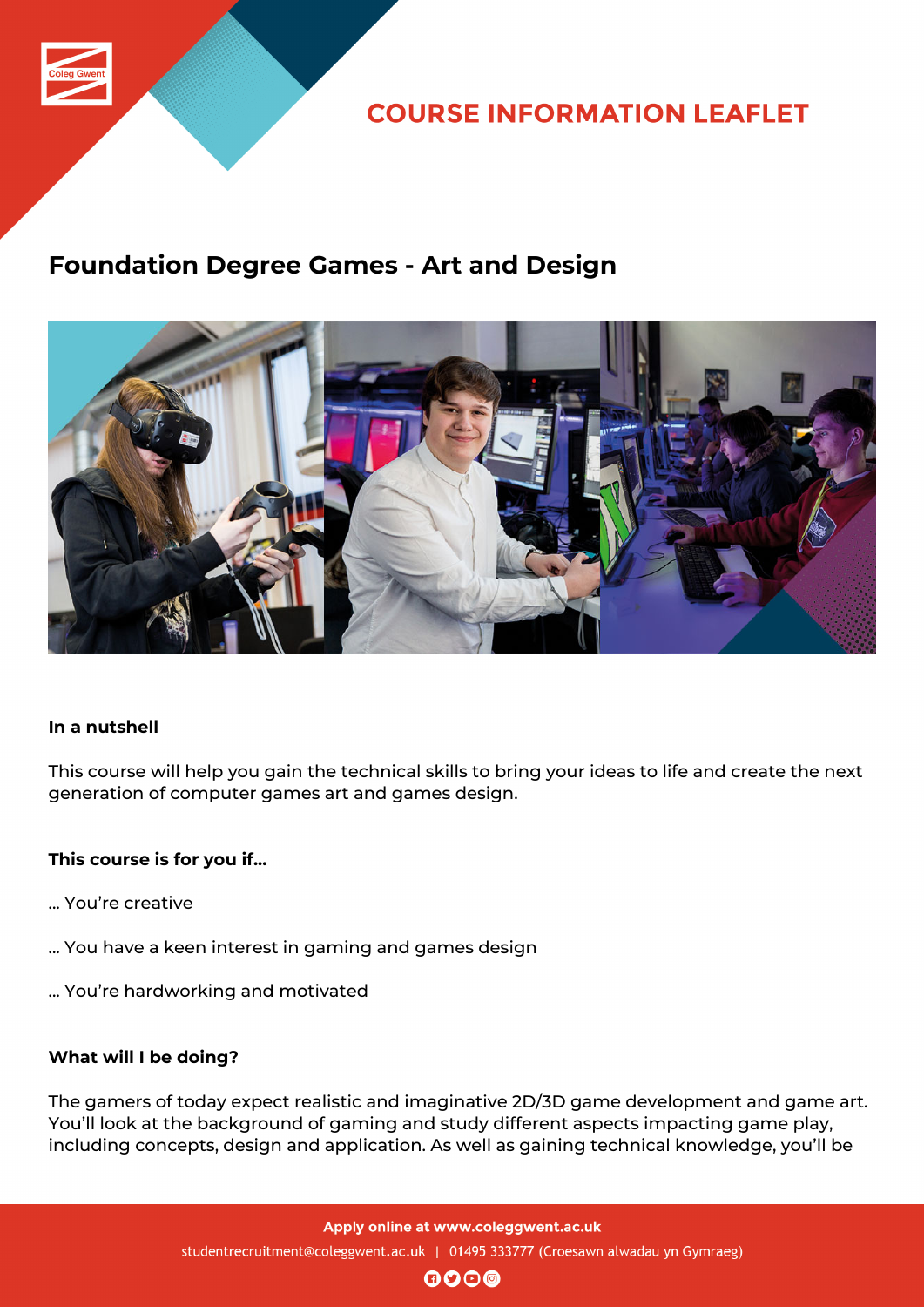# COURSE INFORMATION LEAFLET

## Foundation Degree Games - Art and Design

**In a nutshell**

This course will help you gain the technical skills to bring your ideas to life and create the next generation of computer games art and games design.

**This course is for you if...**

... You're creative

... You have a keen interest in gaming and games design

... You're hardworking and motivated

**What will I be doing?**

The gamers of today expect realistic and imaginative 2D/3D game development and game art. You'll look at the background of gaming and study different aspects impacting game play, including concepts, design and application. As well as gaining technical knowledge, you'll be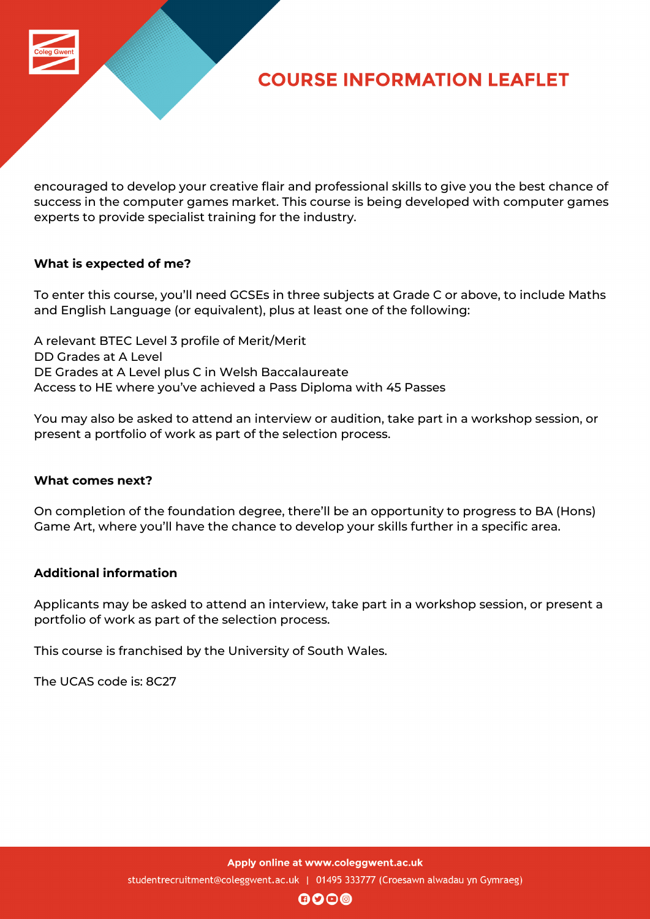encouraged to develop your creative flair and professional skills to give you the best chance of success in the computer games market. This course is being developed with computer games experts to provide specialist training for the industry.

**What is expected of me?**

To enter this course, you'll need GCSEs in three subjects at Grade C or above, to include Maths and English Language (or equivalent), plus at least one of the following:

A relevant BTEC Level 3 profile of Merit/Merit
DD Grades at A Level
DE Grades at A Level plus C in Welsh Baccalaureate
Access to HE where you've achieved a Pass Diploma with 45 Passes

You may also be asked to attend an interview or audition, take part in a workshop session, or present a portfolio of work as part of the selection process.

**What comes next?**

On completion of the foundation degree, there'll be an opportunity to progress to BA (Hons) Game Art, where you'll have the chance to develop your skills further in a specific area.

**Additional information**

Applicants may be asked to attend an interview, take part in a workshop session, or present a portfolio of work as part of the selection process.

This course is franchised by the University of South Wales.

The UCAS code is: 8C27